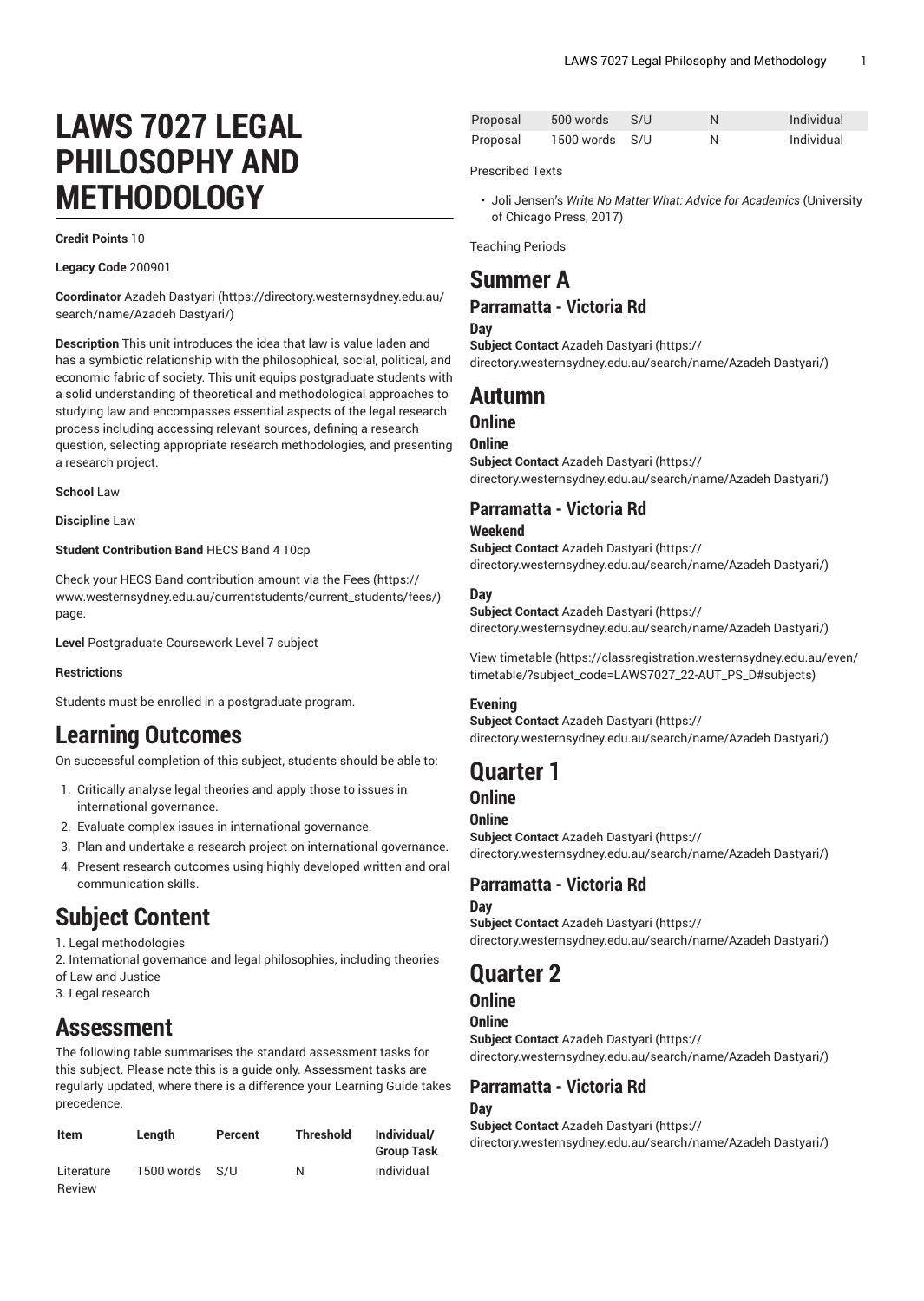# LAWS 7027 LEGAL PHILOSOPHY AND METHODOLOGY

**Credit Points** 10

**Legacy Code** 200901

**Coordinator** Azadeh Dastyari (https://directory.westernsydney.edu.au/search/name/Azadeh Dastyari/)

**Description** This unit introduces the idea that law is value laden and has a symbiotic relationship with the philosophical, social, political, and economic fabric of society. This unit equips postgraduate students with a solid understanding of theoretical and methodological approaches to studying law and encompasses essential aspects of the legal research process including accessing relevant sources, defining a research question, selecting appropriate research methodologies, and presenting a research project.

**School** Law

**Discipline** Law

**Student Contribution Band** HECS Band 4 10cp

Check your HECS Band contribution amount via the Fees (https://www.westernsydney.edu.au/currentstudents/current_students/fees/) page.

**Level** Postgraduate Coursework Level 7 subject

**Restrictions**

Students must be enrolled in a postgraduate program.

# Learning Outcomes

On successful completion of this subject, students should be able to:

1. Critically analyse legal theories and apply those to issues in international governance.
2. Evaluate complex issues in international governance.
3. Plan and undertake a research project on international governance.
4. Present research outcomes using highly developed written and oral communication skills.

# Subject Content

1. Legal methodologies
2. International governance and legal philosophies, including theories of Law and Justice
3. Legal research

# Assessment

The following table summarises the standard assessment tasks for this subject. Please note this is a guide only. Assessment tasks are regularly updated, where there is a difference your Learning Guide takes precedence.

| Item | Length | Percent | Threshold | Individual/ Group Task |
|---|---|---|---|---|
| Literature Review | 1500 words | S/U | N | Individual |
| Proposal | 500 words | S/U | N | Individual |
| Proposal | 1500 words | S/U | N | Individual |

Prescribed Texts

- Joli Jensen's *Write No Matter What: Advice for Academics* (University of Chicago Press, 2017)

Teaching Periods

# Summer A

## Parramatta - Victoria Rd

### Day

**Subject Contact** Azadeh Dastyari (https://directory.westernsydney.edu.au/search/name/Azadeh Dastyari/)

# Autumn

## Online

### Online

**Subject Contact** Azadeh Dastyari (https://directory.westernsydney.edu.au/search/name/Azadeh Dastyari/)

## Parramatta - Victoria Rd

### Weekend

**Subject Contact** Azadeh Dastyari (https://directory.westernsydney.edu.au/search/name/Azadeh Dastyari/)

### Day

**Subject Contact** Azadeh Dastyari (https://directory.westernsydney.edu.au/search/name/Azadeh Dastyari/)

View timetable (https://classregistration.westernsydney.edu.au/even/timetable/?subject_code=LAWS7027_22-AUT_PS_D#subjects)

### Evening

**Subject Contact** Azadeh Dastyari (https://directory.westernsydney.edu.au/search/name/Azadeh Dastyari/)

# Quarter 1

## Online

### Online

**Subject Contact** Azadeh Dastyari (https://directory.westernsydney.edu.au/search/name/Azadeh Dastyari/)

## Parramatta - Victoria Rd

### Day

**Subject Contact** Azadeh Dastyari (https://directory.westernsydney.edu.au/search/name/Azadeh Dastyari/)

# Quarter 2

## Online

### Online

**Subject Contact** Azadeh Dastyari (https://directory.westernsydney.edu.au/search/name/Azadeh Dastyari/)

## Parramatta - Victoria Rd

### Day

**Subject Contact** Azadeh Dastyari (https://directory.westernsydney.edu.au/search/name/Azadeh Dastyari/)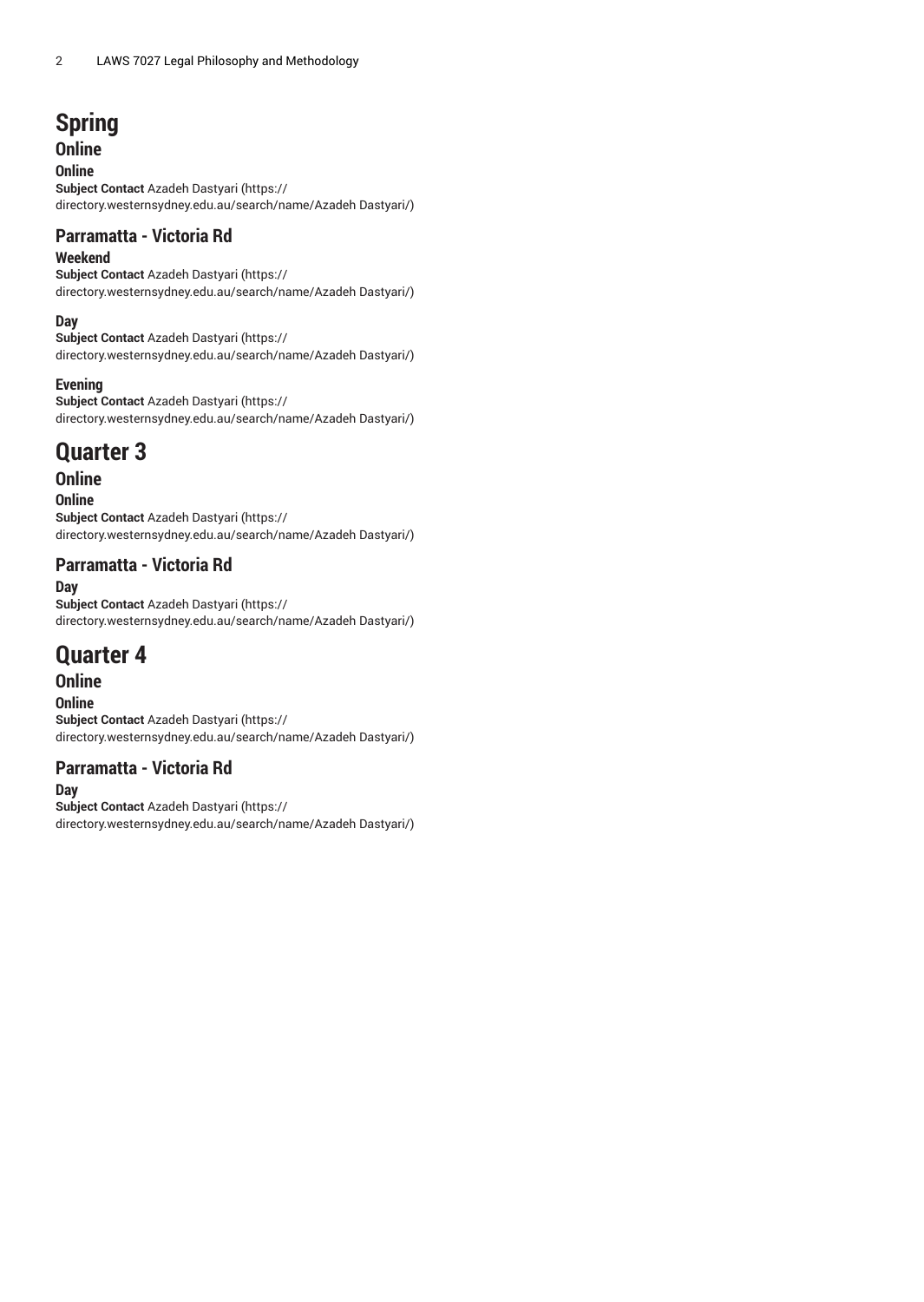# Spring

## Online

### Online

**Subject Contact** Azadeh Dastyari (https://directory.westernsydney.edu.au/search/name/Azadeh Dastyari/)

## Parramatta - Victoria Rd

### Weekend

**Subject Contact** Azadeh Dastyari (https://directory.westernsydney.edu.au/search/name/Azadeh Dastyari/)

### Day

**Subject Contact** Azadeh Dastyari (https://directory.westernsydney.edu.au/search/name/Azadeh Dastyari/)

### Evening

**Subject Contact** Azadeh Dastyari (https://directory.westernsydney.edu.au/search/name/Azadeh Dastyari/)

# Quarter 3

## Online

### Online

**Subject Contact** Azadeh Dastyari (https://directory.westernsydney.edu.au/search/name/Azadeh Dastyari/)

## Parramatta - Victoria Rd

### Day

**Subject Contact** Azadeh Dastyari (https://directory.westernsydney.edu.au/search/name/Azadeh Dastyari/)

# Quarter 4

## Online

### Online

**Subject Contact** Azadeh Dastyari (https://directory.westernsydney.edu.au/search/name/Azadeh Dastyari/)

## Parramatta - Victoria Rd

### Day

**Subject Contact** Azadeh Dastyari (https://directory.westernsydney.edu.au/search/name/Azadeh Dastyari/)